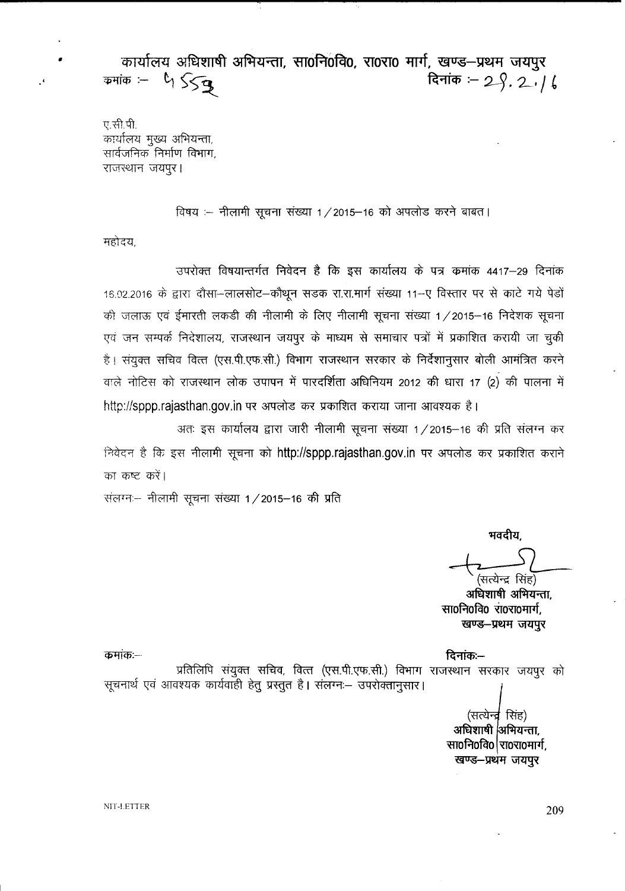# कार्यालय अधिशाषी अभियन्ता, सा0नि0वि0, रा0रा0 मार्ग, खण्ड–प्रथम जयपुर

क्रमांक :– 4559 दिनांक :– 29.2.16

ए.सी.पी.
कार्यालय मुख्य अभियन्ता,
सार्वजनिक निर्माण विभाग,
राजस्थान जयपुर।

विषय :– नीलामी सूचना संख्या 1/2015–16 को अपलोड करने बाबत।

महोदय,

उपरोक्त विषयान्तर्गत निवेदन है कि इस कार्यालय के पत्र क्रमांक 4417–29 दिनांक 16.02.2016 के द्वारा दौसा–लालसोट–कौथून सडक रा.रा.मार्ग संख्या 11–ए विस्तार पर से काटे गये पेडों की जलाऊ एवं ईमारती लकडी की नीलामी के लिए नीलामी सूचना संख्या 1/2015–16 निदेशक सूचना एवं जन सम्पर्क निदेशालय, राजस्थान जयपुर के माध्यम से समाचार पत्रों में प्रकाशित करायी जा चुकी है। संयुक्त सचिव वित्त (एस.पी.एफ.सी.) विभाग राजस्थान सरकार के निर्देशानुसार बोली आमंत्रित करने वाले नोटिस को राजस्थान लोक उपापन में पारदर्शिता अधिनियम 2012 की धारा 17 (2) की पालना में http://sppp.rajasthan.gov.in पर अपलोड कर प्रकाशित कराया जाना आवश्यक है।

अतः इस कार्यालय द्वारा जारी नीलामी सूचना संख्या 1/2015–16 की प्रति संलग्न कर निवेदन है कि इस नीलामी सूचना को http://sppp.rajasthan.gov.in पर अपलोड कर प्रकाशित कराने का कष्ट करें।

संलग्नः– नीलामी सूचना संख्या 1/2015–16 की प्रति

**भवदीय,**

(सत्येन्द्र सिंह)
**अधिशाषी अभियन्ता,**
**सा0नि0वि0 रा0रा0मार्ग,**
**खण्ड–प्रथम जयपुर**

क्रमांकः– दिनांकः–

प्रतिलिपि संयुक्त सचिव, वित्त (एस.पी.एफ.सी.) विभाग राजस्थान सरकार जयपुर को सूचनार्थ एवं आवश्यक कार्यवाही हेतु प्रस्तुत है। संलग्नः– उपरोक्तानुसार।

(सत्येन्द्र सिंह)
**अधिशाषी अभियन्ता,**
**सा0नि0वि0 रा0रा0मार्ग,**
**खण्ड–प्रथम जयपुर**

NIT-LETTER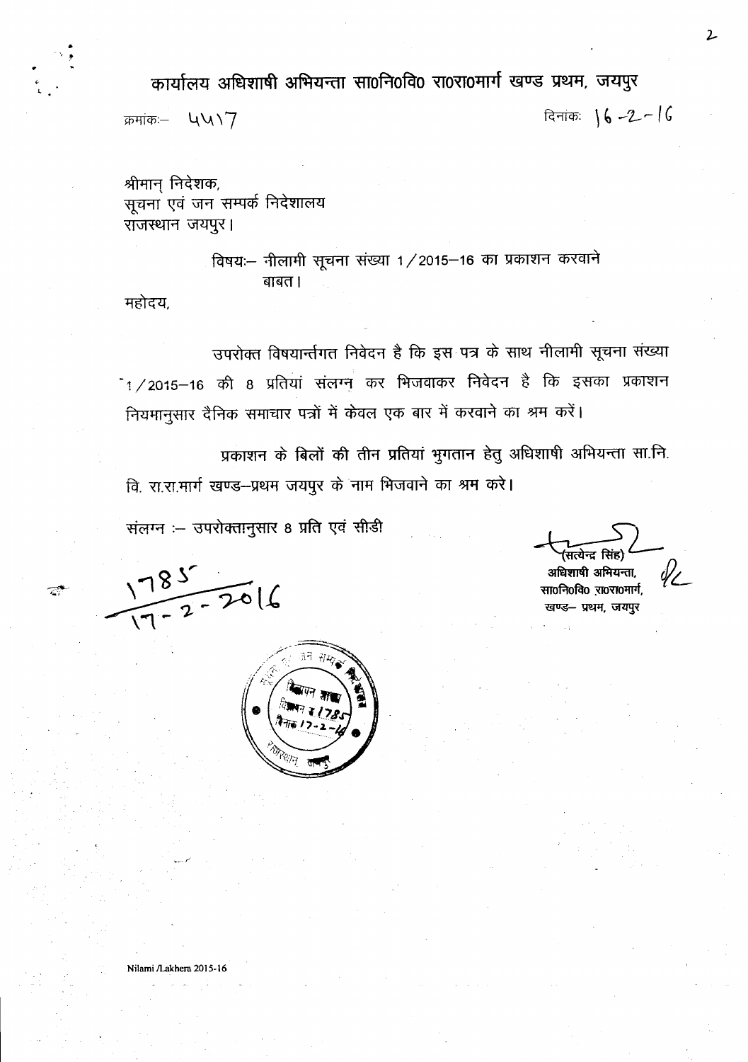# कार्यालय अधिशाषी अभियन्ता सा0नि0वि0 रा0रा0मार्ग खण्ड प्रथम, जयपुर

क्रमांकः– 4417 दिनांकः 16-2-16

श्रीमान् निदेशक,
सूचना एवं जन सम्पर्क निदेशालय
राजस्थान जयपुर।

विषयः– नीलामी सूचना संख्या 1/2015–16 का प्रकाशन करवाने बाबत।

महोदय,

उपरोक्त विषयान्तर्गत निवेदन है कि इस पत्र के साथ नीलामी सूचना संख्या 1/2015–16 की 8 प्रतियां संलग्न कर भिजवाकर निवेदन है कि इसका प्रकाशन नियमानुसार दैनिक समाचार पत्रों में केवल एक बार में करवाने का श्रम करें।

प्रकाशन के बिलों की तीन प्रतियां भुगतान हेतु अधिशाषी अभियन्ता सा.नि.वि. रा.रा.मार्ग खण्ड–प्रथम जयपुर के नाम भिजवाने का श्रम करे।

संलग्न :– उपरोक्तानुसार 8 प्रति एवं सीडी

(सत्येन्द्र सिंह)
अधिशाषी अभियन्ता,
सा0नि0वि0 रा0रा0मार्ग,
खण्ड– प्रथम, जयपुर

1785
17-2-2016

Nilami /Lakhera 2015-16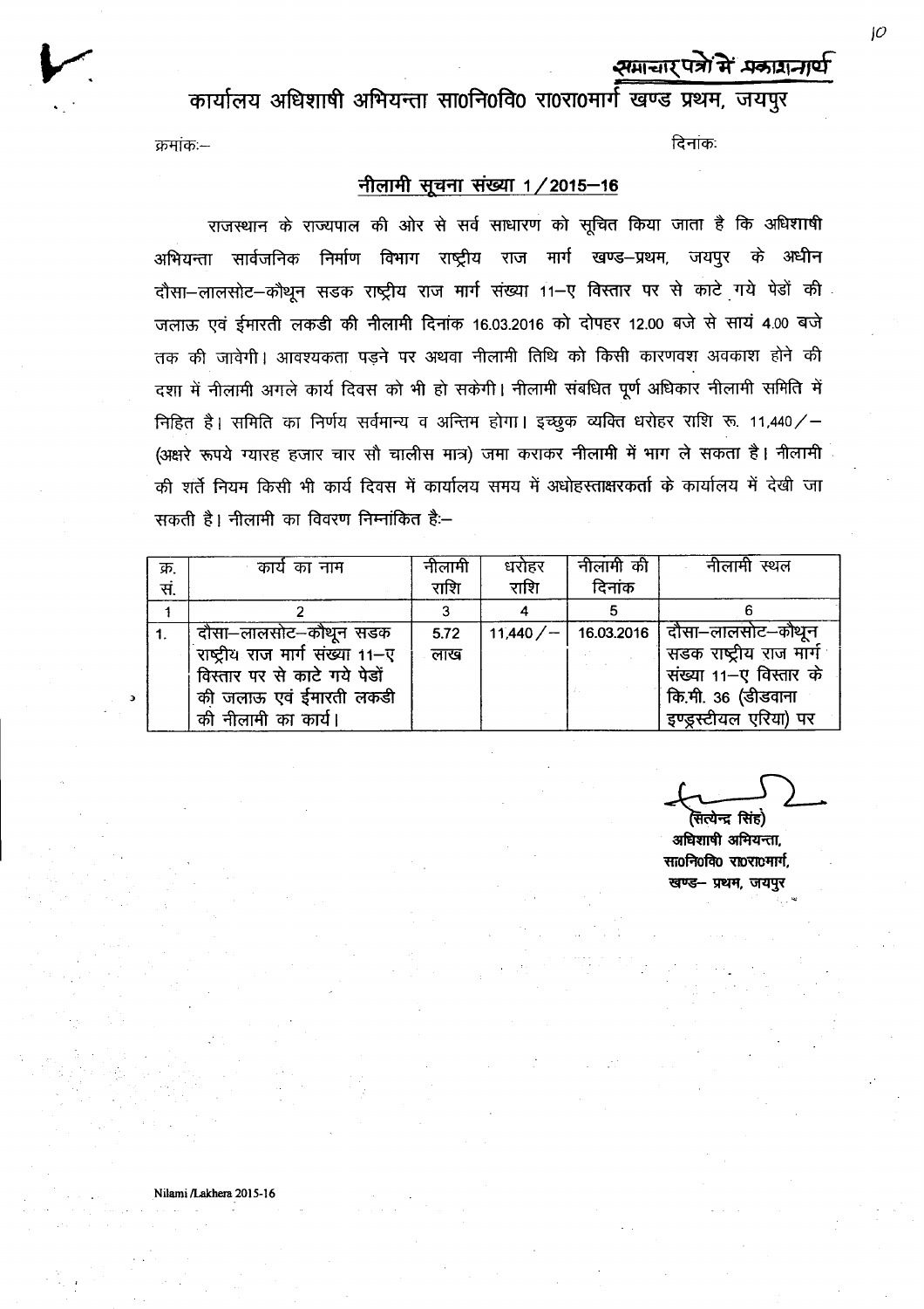समाचार पत्रों में प्रकाशनार्थ

# कार्यालय अधिशाषी अभियन्ता सा०नि०वि० रा०रा०मार्ग खण्ड प्रथम, जयपुर

क्रमांकः–                                                                                                                    दिनांकः

## नीलामी सूचना संख्या 1/2015–16

राजस्थान के राज्यपाल की ओर से सर्व साधारण को सूचित किया जाता है कि अधिशाषी अभियन्ता सार्वजनिक निर्माण विभाग राष्ट्रीय राज मार्ग खण्ड–प्रथम, जयपुर के अधीन दौसा–लालसोट–कौथून सडक राष्ट्रीय राज मार्ग संख्या 11–ए विस्तार पर से काटे गये पेडों की जलाऊ एवं ईमारती लकडी की नीलामी दिनांक 16.03.2016 को दोपहर 12.00 बजे से सायं 4.00 बजे तक की जावेगी। आवश्यकता पड़ने पर अथवा नीलामी तिथि को किसी कारणवश अवकाश होने की दशा में नीलामी अगले कार्य दिवस को भी हो सकेगी। नीलामी संबधित पूर्ण अधिकार नीलामी समिति में निहित है। समिति का निर्णय सर्वमान्य व अन्तिम होगा। इच्छुक व्यक्ति धरोहर राशि रू. 11,440/– (अक्षरे रूपये ग्यारह हजार चार सौ चालीस मात्र) जमा कराकर नीलामी में भाग ले सकता है। नीलामी की शर्ते नियम किसी भी कार्य दिवस में कार्यालय समय में अधोहस्ताक्षरकर्ता के कार्यालय में देखी जा सकती है। नीलामी का विवरण निम्नांकित है:–

| क्र. सं. | कार्य का नाम | नीलामी राशि | धरोहर राशि | नीलामी की दिनांक | नीलामी स्थल |
|---|---|---|---|---|---|
| 1 | 2 | 3 | 4 | 5 | 6 |
| 1. | दौसा–लालसोट–कौथून सडक राष्ट्रीय राज मार्ग संख्या 11–ए विस्तार पर से काटे गये पेडों की जलाऊ एवं ईमारती लकडी की नीलामी का कार्य। | 5.72 लाख | 11,440/– | 16.03.2016 | दौसा–लालसोट–कौथून सडक राष्ट्रीय राज मार्ग संख्या 11–ए विस्तार के कि.मी. 36 (डीडवाना इण्ड्रस्टीयल एरिया) पर |

(सत्येन्द्र सिंह)
अधिशाषी अभियन्ता,
सा०नि०वि० रा०रा०मार्ग,
खण्ड– प्रथम, जयपुर

Nilami /Lakhera 2015-16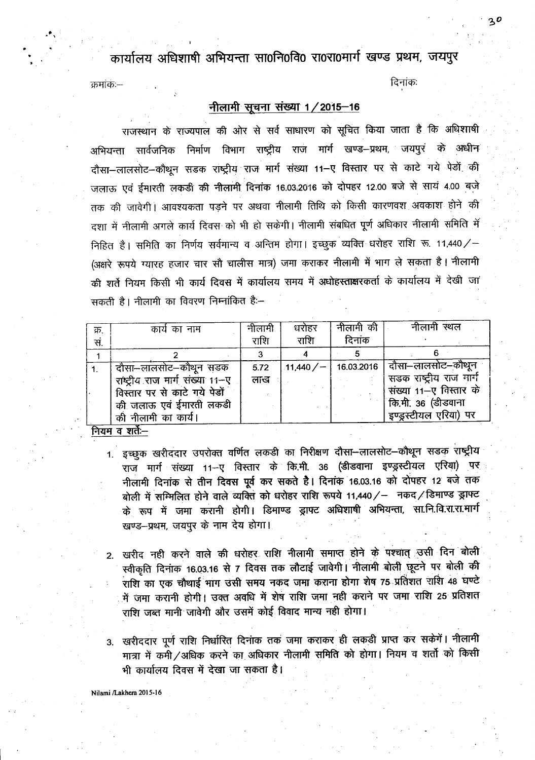# कार्यालय अधिशाषी अभियन्ता सा0नि0वि0 रा0रा0मार्ग खण्ड प्रथम, जयपुर

क्रमांकः—　　　　　　　　　　　　　　　　　　　　　　　　　　　　दिनांकः

## नीलामी सूचना संख्या 1/2015–16

राजस्थान के राज्यपाल की ओर से सर्व साधारण को सूचित किया जाता है कि अधिशाषी अभियन्ता सार्वजनिक निर्माण विभाग राष्ट्रीय राज मार्ग खण्ड–प्रथम, जयपुर के अधीन दौसा–लालसोट–कौथून सडक राष्ट्रीय राज मार्ग संख्या 11–ए विस्तार पर से काटे गये पेडों की जलाऊ एवं ईमारती लकडी की नीलामी दिनांक 16.03.2016 को दोपहर 12.00 बजे से सायं 4.00 बजे तक की जावेगी। आवश्यकता पड़ने पर अथवा नीलामी तिथि को किसी कारणवश अवकाश होने की दशा में नीलामी अगले कार्य दिवस को भी हो सकेगी। नीलामी संबधित पूर्ण अधिकार नीलामी समिति में निहित है। समिति का निर्णय सर्वमान्य व अन्तिम होगा। इच्छुक व्यक्ति धरोहर राशि रू. 11,440/– (अक्षरे रूपये ग्यारह हजार चार सौ चालीस मात्र) जमा कराकर नीलामी में भाग ले सकता है। नीलामी की शर्ते नियम किसी भी कार्य दिवस में कार्यालय समय में अधोहस्ताक्षरकर्ता के कार्यालय में देखी जा सकती है। नीलामी का विवरण निम्नांकित है:–

| क्र. सं. | कार्य का नाम | नीलामी राशि | धरोहर राशि | नीलामी की दिनांक | नीलामी स्थल |
|---|---|---|---|---|---|
| 1 | 2 | 3 | 4 | 5 | 6 |
| 1. | दौसा–लालसोट–कौथून सडक राष्ट्रीय राज मार्ग संख्या 11–ए विस्तार पर से काटे गये पेडों की जलाऊ एवं ईमारती लकडी की नीलामी का कार्य। | 5.72 लाख | 11,440/– | 16.03.2016 | दौसा–लालसोट–कौथून सडक राष्ट्रीय राज मार्ग संख्या 11–ए विस्तार के कि.मी. 36 (डीडवाना इण्ड्रस्टीयल एरिया) पर |

**नियम व शर्तेः–**

1. इच्छुक खरीददार उपरोक्त वर्णित लकडी का निरीक्षण दौसा–लालसोट–कौथून सडक राष्ट्रीय राज मार्ग संख्या 11–ए विस्तार के कि.मी. 36 (डीडवाना इण्ड्रस्टीयल एरिया) पर नीलामी दिनांक से तीन दिवस पूर्व कर सकते है। दिनांक 16.03.16 को दोपहर 12 बजे तक बोली में सम्मिलित होने वाले व्यक्ति को धरोहर राशि रूपये 11,440/– नकद/डिमाण्ड ड्राफ्ट के रूप में जमा करानी होगी। डिमाण्ड ड्राफ्ट अधिशाषी अभियन्ता, सा.नि.वि.रा.रा.मार्ग खण्ड–प्रथम, जयपुर के नाम देय होगा।

2. खरीद नही करने वाले की धरोहर राशि नीलामी समाप्त होने के पश्चात् उसी दिन बोली स्वीकृति दिनांक 16.03.16 से 7 दिवस तक लौटाई जावेगी। नीलामी बोली छूटने पर बोली की राशि का एक चौथाई भाग उसी समय नकद जमा कराना होगा शेष 75 प्रतिशत राशि 48 घण्टे में जमा करानी होगी। उक्त अवधि में शेष राशि जमा नही कराने पर जमा राशि 25 प्रतिशत राशि जब्त मानी जावेगी और उसमें कोई विवाद मान्य नही होगा।

3. खरीददार पूर्ण राशि निर्धारित दिनांक तक जमा कराकर ही लकडी प्राप्त कर सकेगें। नीलामी मात्रा में कमी/अधिक करने का अधिकार नीलामी समिति को होगा। नियम व शर्तो को किसी भी कार्यालय दिवस में देखा जा सकता है।

Nilami /Lakhera 2015-16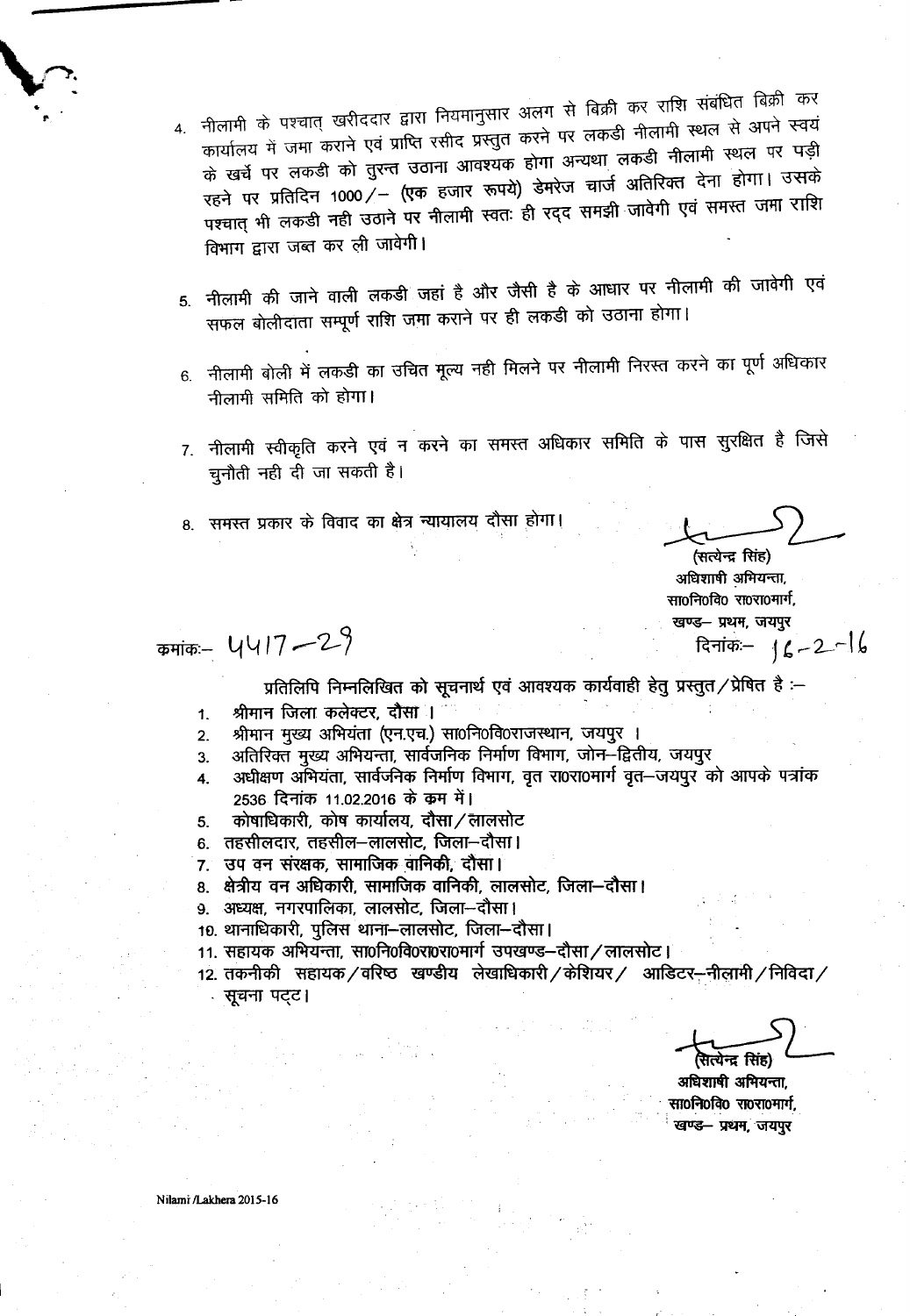4. नीलामी के पश्चात् खरीददार द्वारा नियमानुसार अलग से बिक्री कर राशि संबंधित बिक्री कर कार्यालय में जमा कराने एवं प्राप्ति रसीद प्रस्तुत करने पर लकडी नीलामी स्थल से अपने स्वयं के खर्चे पर लकडी को तुरन्त उठाना आवश्यक होगा अन्यथा लकडी नीलामी स्थल पर पड़ी रहने पर प्रतिदिन 1000/– (एक हजार रूपये) डेमरेज चार्ज अतिरिक्त देना होगा। उसके पश्चात् भी लकडी नही उठाने पर नीलामी स्वतः ही रद्द समझी जावेगी एवं समस्त जमा राशि विभाग द्वारा जब्त कर ली जावेगी।

5. नीलामी की जाने वाली लकडी जहां है और जैसी है के आधार पर नीलामी की जावेगी एवं सफल बोलीदाता सम्पूर्ण राशि जमा कराने पर ही लकडी को उठाना होगा।

6. नीलामी बोली में लकडी का उचित मूल्य नही मिलने पर नीलामी निरस्त करने का पूर्ण अधिकार नीलामी समिति को होगा।

7. नीलामी स्वीकृति करने एवं न करने का समस्त अधिकार समिति के पास सुरक्षित है जिसे चुनौती नही दी जा सकती है।

8. समस्त प्रकार के विवाद का क्षेत्र न्यायालय दौसा होगा।

(सत्येन्द्र सिंह)
अधिशाषी अभियन्ता,
सा0नि0वि0 रा0रा0मार्ग,
खण्ड– प्रथम, जयपुर

क्रमांकः– 4417–29

दिनांकः– 16-2-16

प्रतिलिपि निम्नलिखित को सूचनार्थ एवं आवश्यक कार्यवाही हेतु प्रस्तुत/प्रेषित है :–

1. श्रीमान जिला कलेक्टर, दौसा ।
2. श्रीमान मुख्य अभियंता (एन.एच.) सा0नि0वि0राजस्थान, जयपुर ।
3. अतिरिक्त मुख्य अभियन्ता, सार्वजनिक निर्माण विभाग, जोन–द्वितीय, जयपुर
4. अधीक्षण अभियंता, सार्वजनिक निर्माण विभाग, वृत रा0रा0मार्ग वृत–जयपुर को आपके पत्रांक 2536 दिनांक 11.02.2016 के क्रम में।
5. कोषाधिकारी, कोष कार्यालय, दौसा/लालसोट
6. तहसीलदार, तहसील–लालसोट, जिला–दौसा।
7. उप वन संरक्षक, सामाजिक वानिकी, दौसा।
8. क्षेत्रीय वन अधिकारी, सामाजिक वानिकी, लालसोट, जिला–दौसा।
9. अध्यक्ष, नगरपालिका, लालसोट, जिला–दौसा।
10. थानाधिकारी, पुलिस थाना–लालसोट, जिला–दौसा।
11. सहायक अभियन्ता, सा0नि0वि0रा0रा0मार्ग उपखण्ड–दौसा/लालसोट।
12. तकनीकी सहायक/वरिष्ठ खण्डीय लेखाधिकारी/केशियर/ आडिटर–नीलामी/निविदा/ सूचना पट्ट।

(सत्येन्द्र सिंह)
अधिशाषी अभियन्ता,
सा0नि0वि0 रा0रा0मार्ग,
खण्ड– प्रथम, जयपुर

Nilami /Lakhera 2015-16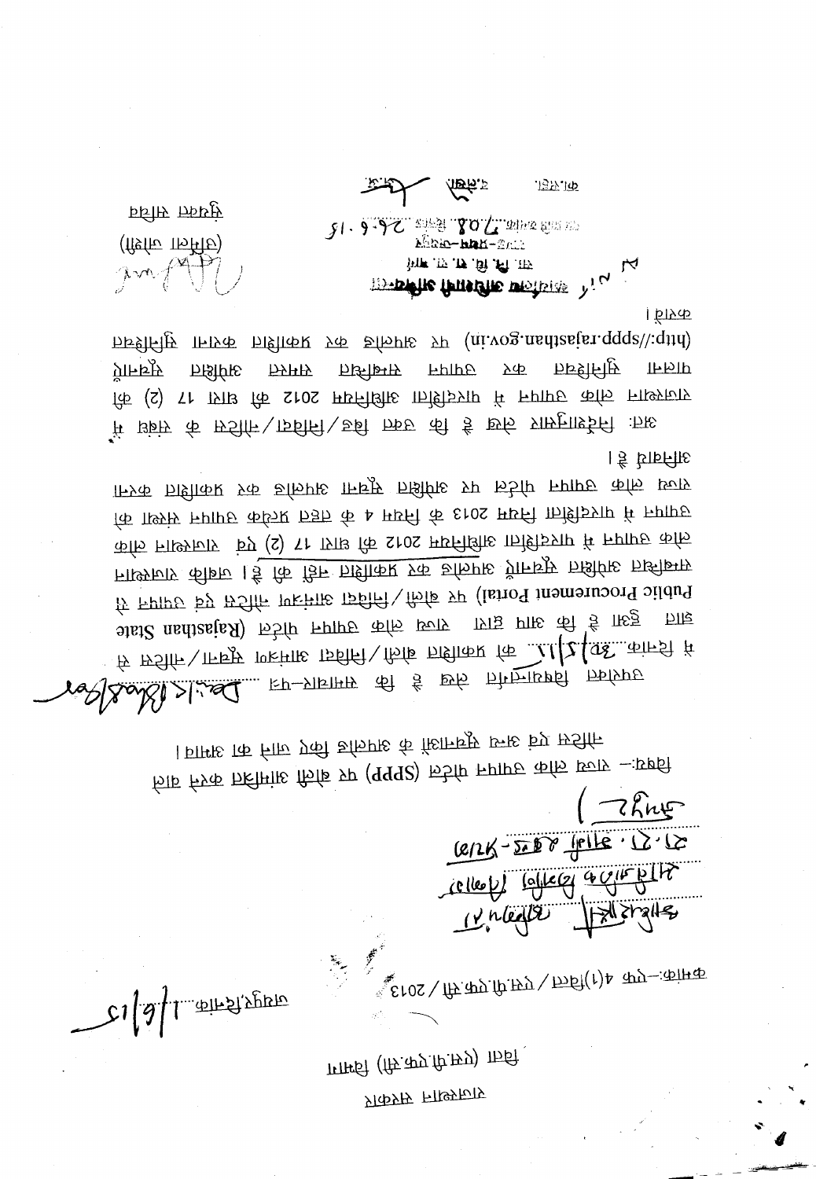राजस्थान सरकार

वित्त (एस.पी.पी.पी.) विभाग

क्रमांकः—एफ 4(1)वित्त/एस.पी.पी.पी./2013     जयपुर,दिनांकः 11/6/13

अधीक्षण अभियंता,

सार्वजनिक निर्माण विभाग (भवन)

वृत्त-प्रथम,

जयपुर।

विषयः— राज्य लोक उपापन पोर्टल (SPPP) पर बोली आमंत्रित करने वाली नोटिस एवं अन्य दस्तावेज के अपलोड किए जाने की अनुमति।

उपरोक्त विषयान्तर्गत लेख है कि समाचार-पत्र ........Dt. 18/6/13........ में दिनांक ..18/6/13.. को प्रकाशित बोली/निविदा आमंत्रण सूचना/नोटिस के बाबत इस विभाग को आप द्वारा सूचित किया गया है कि राज्य लोक उपापन पोर्टल (Rajasthan State Public Procurement Portal) पर बोली/निविदा आमंत्रण नोटिस एवं उपापन से सम्बन्धित आवश्यक सूचनाएँ अपलोड कर प्रकाशित नहीं की है। जबकि राजस्थान लोक उपापन में पारदर्शिता अधिनियम 2012 की धारा 17 (2) एवं राजस्थान लोक उपापन में पारदर्शिता नियम 2013 के नियम 4 के तहत प्रत्येक उपापन संस्था को राज्य लोक उपापन पोर्टल पर आवश्यक सूचनाएँ अपलोड कर प्रकाशित करना आवश्यक है।

अतः निर्देशानुसार लेख है कि उक्त बिड/निविदा/नीलामी/नोटिस के संबंध में राजस्थान लोक उपापन में पारदर्शिता अधिनियम 2012 की धारा 17 (2) की पालना सुनिश्चित करते हुए उपापन सम्बन्धित समस्त आवश्यक सूचनाएँ पोर्टल (http://sppp.rajasthan.gov.in) पर अपलोड कर प्रकाशित करना सुनिश्चित करावें।

(अनिता जोशी)

वित्तीय सलाहकार

कार्यालय अधीक्षण अभियंता, सा. नि. वि. वृत्त-प्रथम, जयपुर

आवक क्रमांक 7.08 दिनांक 26.6.13

का.सहा.